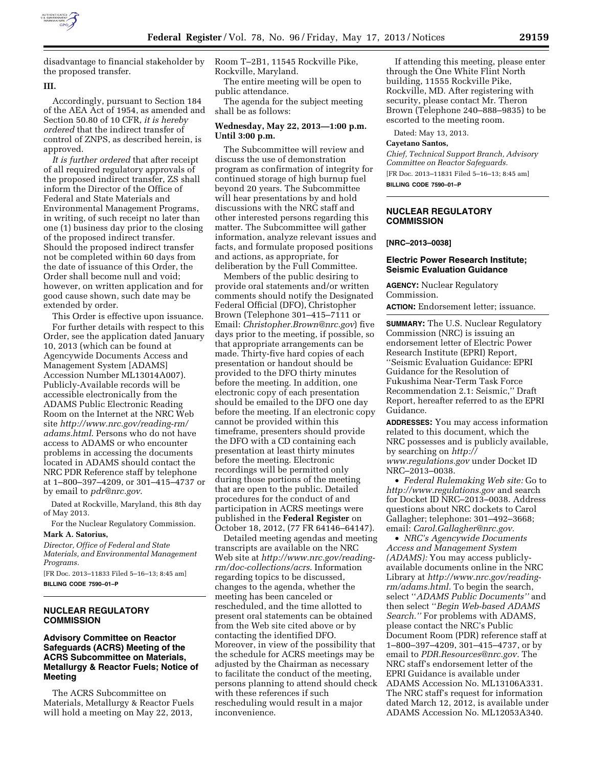disadvantage to financial stakeholder by the proposed transfer.

### III.

Accordingly, pursuant to Section 184 of the AEA Act of 1954, as amended and Section 50.80 of 10 CFR, *it is hereby ordered* that the indirect transfer of control of ZNPS, as described herein, is approved.

*It is further ordered* that after receipt of all required regulatory approvals of the proposed indirect transfer, ZS shall inform the Director of the Office of Federal and State Materials and Environmental Management Programs, in writing, of such receipt no later than one (1) business day prior to the closing of the proposed indirect transfer. Should the proposed indirect transfer not be completed within 60 days from the date of issuance of this Order, the Order shall become null and void; however, on written application and for good cause shown, such date may be extended by order.

This Order is effective upon issuance.

For further details with respect to this Order, see the application dated January 10, 2013 (which can be found at Agencywide Documents Access and Management System [ADAMS] Accession Number ML13014A007). Publicly-Available records will be accessible electronically from the ADAMS Public Electronic Reading Room on the Internet at the NRC Web site *http://www.nrc.gov/reading-rm/adams.html*. Persons who do not have access to ADAMS or who encounter problems in accessing the documents located in ADAMS should contact the NRC PDR Reference staff by telephone at 1–800–397–4209, or 301–415–4737 or by email to *pdr@nrc.gov*.

Dated at Rockville, Maryland, this 8th day of May 2013.

For the Nuclear Regulatory Commission.

**Mark A. Satorius,**

*Director, Office of Federal and State Materials, and Environmental Management Programs.*

[FR Doc. 2013–11833 Filed 5–16–13; 8:45 am]

**BILLING CODE 7590–01–P**

---

## NUCLEAR REGULATORY COMMISSION

### Advisory Committee on Reactor Safeguards (ACRS) Meeting of the ACRS Subcommittee on Materials, Metallurgy & Reactor Fuels; Notice of Meeting

The ACRS Subcommittee on Materials, Metallurgy & Reactor Fuels will hold a meeting on May 22, 2013, Room T–2B1, 11545 Rockville Pike, Rockville, Maryland.

The entire meeting will be open to public attendance.

The agenda for the subject meeting shall be as follows:

**Wednesday, May 22, 2013—1:00 p.m. Until 3:00 p.m.**

The Subcommittee will review and discuss the use of demonstration program as confirmation of integrity for continued storage of high burnup fuel beyond 20 years. The Subcommittee will hear presentations by and hold discussions with the NRC staff and other interested persons regarding this matter. The Subcommittee will gather information, analyze relevant issues and facts, and formulate proposed positions and actions, as appropriate, for deliberation by the Full Committee.

Members of the public desiring to provide oral statements and/or written comments should notify the Designated Federal Official (DFO), Christopher Brown (Telephone 301–415–7111 or Email: *Christopher.Brown@nrc.gov*) five days prior to the meeting, if possible, so that appropriate arrangements can be made. Thirty-five hard copies of each presentation or handout should be provided to the DFO thirty minutes before the meeting. In addition, one electronic copy of each presentation should be emailed to the DFO one day before the meeting. If an electronic copy cannot be provided within this timeframe, presenters should provide the DFO with a CD containing each presentation at least thirty minutes before the meeting. Electronic recordings will be permitted only during those portions of the meeting that are open to the public. Detailed procedures for the conduct of and participation in ACRS meetings were published in the **Federal Register** on October 18, 2012, (77 FR 64146–64147).

Detailed meeting agendas and meeting transcripts are available on the NRC Web site at *http://www.nrc.gov/reading-rm/doc-collections/acrs*. Information regarding topics to be discussed, changes to the agenda, whether the meeting has been canceled or rescheduled, and the time allotted to present oral statements can be obtained from the Web site cited above or by contacting the identified DFO. Moreover, in view of the possibility that the schedule for ACRS meetings may be adjusted by the Chairman as necessary to facilitate the conduct of the meeting, persons planning to attend should check with these references if such rescheduling would result in a major inconvenience.

If attending this meeting, please enter through the One White Flint North building, 11555 Rockville Pike, Rockville, MD. After registering with security, please contact Mr. Theron Brown (Telephone 240–888–9835) to be escorted to the meeting room.

Dated: May 13, 2013.

**Cayetano Santos,**

*Chief, Technical Support Branch, Advisory Committee on Reactor Safeguards.*

[FR Doc. 2013–11831 Filed 5–16–13; 8:45 am]

**BILLING CODE 7590–01–P**

---

## NUCLEAR REGULATORY COMMISSION

**[NRC–2013–0038]**

### Electric Power Research Institute; Seismic Evaluation Guidance

**AGENCY:** Nuclear Regulatory Commission.

**ACTION:** Endorsement letter; issuance.

**SUMMARY:** The U.S. Nuclear Regulatory Commission (NRC) is issuing an endorsement letter of Electric Power Research Institute (EPRI) Report, ''Seismic Evaluation Guidance: EPRI Guidance for the Resolution of Fukushima Near-Term Task Force Recommendation 2.1: Seismic,'' Draft Report, hereafter referred to as the EPRI Guidance.

**ADDRESSES:** You may access information related to this document, which the NRC possesses and is publicly available, by searching on *http://www.regulations.gov* under Docket ID NRC–2013–0038.

- *Federal Rulemaking Web site:* Go to *http://www.regulations.gov* and search for Docket ID NRC–2013–0038. Address questions about NRC dockets to Carol Gallagher; telephone: 301–492–3668; email: *Carol.Gallagher@nrc.gov.*
- *NRC's Agencywide Documents Access and Management System (ADAMS):* You may access publicly-available documents online in the NRC Library at *http://www.nrc.gov/reading-rm/adams.html.* To begin the search, select ''*ADAMS Public Documents''* and then select ''*Begin Web-based ADAMS Search.''* For problems with ADAMS, please contact the NRC's Public Document Room (PDR) reference staff at 1–800–397–4209, 301–415–4737, or by email to *PDR.Resources@nrc.gov*. The NRC staff's endorsement letter of the EPRI Guidance is available under ADAMS Accession No. ML13106A331. The NRC staff's request for information dated March 12, 2012, is available under ADAMS Accession No. ML12053A340.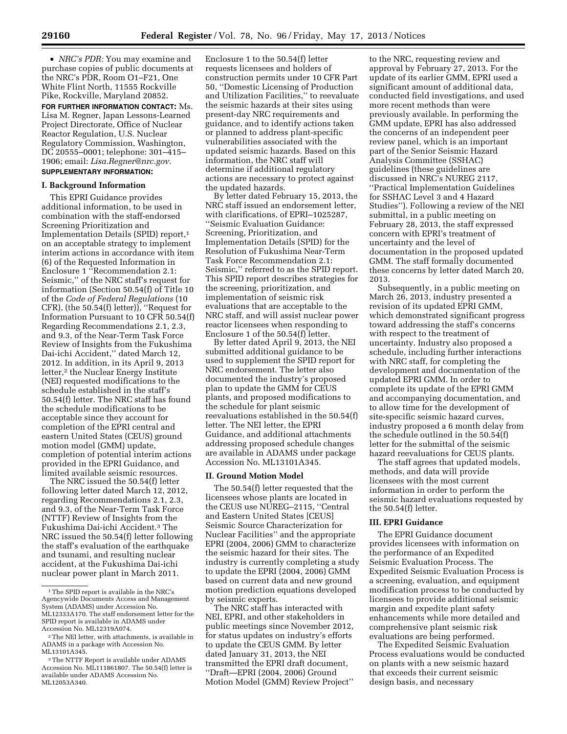• *NRC's PDR:* You may examine and purchase copies of public documents at the NRC's PDR, Room O1–F21, One White Flint North, 11555 Rockville Pike, Rockville, Maryland 20852.

**FOR FURTHER INFORMATION CONTACT:** Ms. Lisa M. Regner, Japan Lessons-Learned Project Directorate, Office of Nuclear Reactor Regulation, U.S. Nuclear Regulatory Commission, Washington, DC 20555–0001; telephone: 301–415–1906; email: *Lisa.Regner@nrc.gov.*

**SUPPLEMENTARY INFORMATION:**

## I. Background Information

This EPRI Guidance provides additional information, to be used in combination with the staff-endorsed Screening Prioritization and Implementation Details (SPID) report,[1] on an acceptable strategy to implement interim actions in accordance with item (6) of the Requested Information in Enclosure 1 ''Recommendation 2.1: Seismic,'' of the NRC staff's request for information (Section 50.54(f) of Title 10 of the *Code of Federal Regulations* (10 CFR), (the 50.54(f) letter)), ''Request for Information Pursuant to 10 CFR 50.54(f) Regarding Recommendations 2.1, 2.3, and 9.3, of the Near-Term Task Force Review of Insights from the Fukushima Dai-ichi Accident,'' dated March 12, 2012. In addition, in its April 9, 2013 letter,[2] the Nuclear Energy Institute (NEI) requested modifications to the schedule established in the staff's 50.54(f) letter. The NRC staff has found the schedule modifications to be acceptable since they account for completion of the EPRI central and eastern United States (CEUS) ground motion model (GMM) update, completion of potential interim actions provided in the EPRI Guidance, and limited available seismic resources.

The NRC issued the 50.54(f) letter following letter dated March 12, 2012, regarding Recommendations 2.1, 2.3, and 9.3, of the Near-Term Task Force (NTTF) Review of Insights from the Fukushima Dai-ichi Accident.[3] The NRC issued the 50.54(f) letter following the staff's evaluation of the earthquake and tsunami, and resulting nuclear accident, at the Fukushima Dai-ichi nuclear power plant in March 2011. Enclosure 1 to the 50.54(f) letter requests licensees and holders of construction permits under 10 CFR Part 50, ''Domestic Licensing of Production and Utilization Facilities,'' to reevaluate the seismic hazards at their sites using present-day NRC requirements and guidance, and to identify actions taken or planned to address plant-specific vulnerabilities associated with the updated seismic hazards. Based on this information, the NRC staff will determine if additional regulatory actions are necessary to protect against the updated hazards.

By letter dated February 15, 2013, the NRC staff issued an endorsement letter, with clarifications, of EPRI–1025287, ''Seismic Evaluation Guidance: Screening, Prioritization, and Implementation Details (SPID) for the Resolution of Fukushima Near-Term Task Force Recommendation 2.1: Seismic,'' referred to as the SPID report. This SPID report describes strategies for the screening, prioritization, and implementation of seismic risk evaluations that are acceptable to the NRC staff, and will assist nuclear power reactor licensees when responding to Enclosure 1 of the 50.54(f) letter.

By letter dated April 9, 2013, the NEI submitted additional guidance to be used to supplement the SPID report for NRC endorsement. The letter also documented the industry's proposed plan to update the GMM for CEUS plants, and proposed modifications to the schedule for plant seismic reevaluations established in the 50.54(f) letter. The NEI letter, the EPRI Guidance, and additional attachments addressing proposed schedule changes are available in ADAMS under package Accession No. ML13101A345.

## II. Ground Motion Model

The 50.54(f) letter requested that the licensees whose plants are located in the CEUS use NUREG–2115, ''Central and Eastern United States [CEUS] Seismic Source Characterization for Nuclear Facilities'' and the appropriate EPRI (2004, 2006) GMM to characterize the seismic hazard for their sites. The industry is currently completing a study to update the EPRI (2004, 2006) GMM based on current data and new ground motion prediction equations developed by seismic experts.

The NRC staff has interacted with NEI, EPRI, and other stakeholders in public meetings since November 2012, for status updates on industry's efforts to update the CEUS GMM. By letter dated January 31, 2013, the NEI transmitted the EPRI draft document, ''Draft—EPRI (2004, 2006) Ground Motion Model (GMM) Review Project'' to the NRC, requesting review and approval by February 27, 2013. For the update of its earlier GMM, EPRI used a significant amount of additional data, conducted field investigations, and used more recent methods than were previously available. In performing the GMM update, EPRI has also addressed the concerns of an independent peer review panel, which is an important part of the Senior Seismic Hazard Analysis Committee (SSHAC) guidelines (these guidelines are discussed in NRC's NUREG 2117, ''Practical Implementation Guidelines for SSHAC Level 3 and 4 Hazard Studies''). Following a review of the NEI submittal, in a public meeting on February 28, 2013, the staff expressed concern with EPRI's treatment of uncertainty and the level of documentation in the proposed updated GMM. The staff formally documented these concerns by letter dated March 20, 2013.

Subsequently, in a public meeting on March 26, 2013, industry presented a revision of its updated EPRI GMM, which demonstrated significant progress toward addressing the staff's concerns with respect to the treatment of uncertainty. Industry also proposed a schedule, including further interactions with NRC staff, for completing the development and documentation of the updated EPRI GMM. In order to complete its update of the EPRI GMM and accompanying documentation, and to allow time for the development of site-specific seismic hazard curves, industry proposed a 6 month delay from the schedule outlined in the 50.54(f) letter for the submittal of the seismic hazard reevaluations for CEUS plants.

The staff agrees that updated models, methods, and data will provide licensees with the most current information in order to perform the seismic hazard evaluations requested by the 50.54(f) letter.

## III. EPRI Guidance

The EPRI Guidance document provides licensees with information on the performance of an Expedited Seismic Evaluation Process. The Expedited Seismic Evaluation Process is a screening, evaluation, and equipment modification process to be conducted by licensees to provide additional seismic margin and expedite plant safety enhancements while more detailed and comprehensive plant seismic risk evaluations are being performed.

The Expedited Seismic Evaluation Process evaluations would be conducted on plants with a new seismic hazard that exceeds their current seismic design basis, and necessary

---

[1] The SPID report is available in the NRC's Agencywide Documents Access and Management System (ADAMS) under Accession No. ML12333A170. The staff endorsement letter for the SPID report is available in ADAMS under Accession No. ML12319A074.

[2] The NEI letter, with attachments, is available in ADAMS in a package with Accession No. ML13101A345.

[3] The NTTF Report is available under ADAMS Accession No. ML111861807. The 50.54(f) letter is available under ADAMS Accession No. ML12053A340.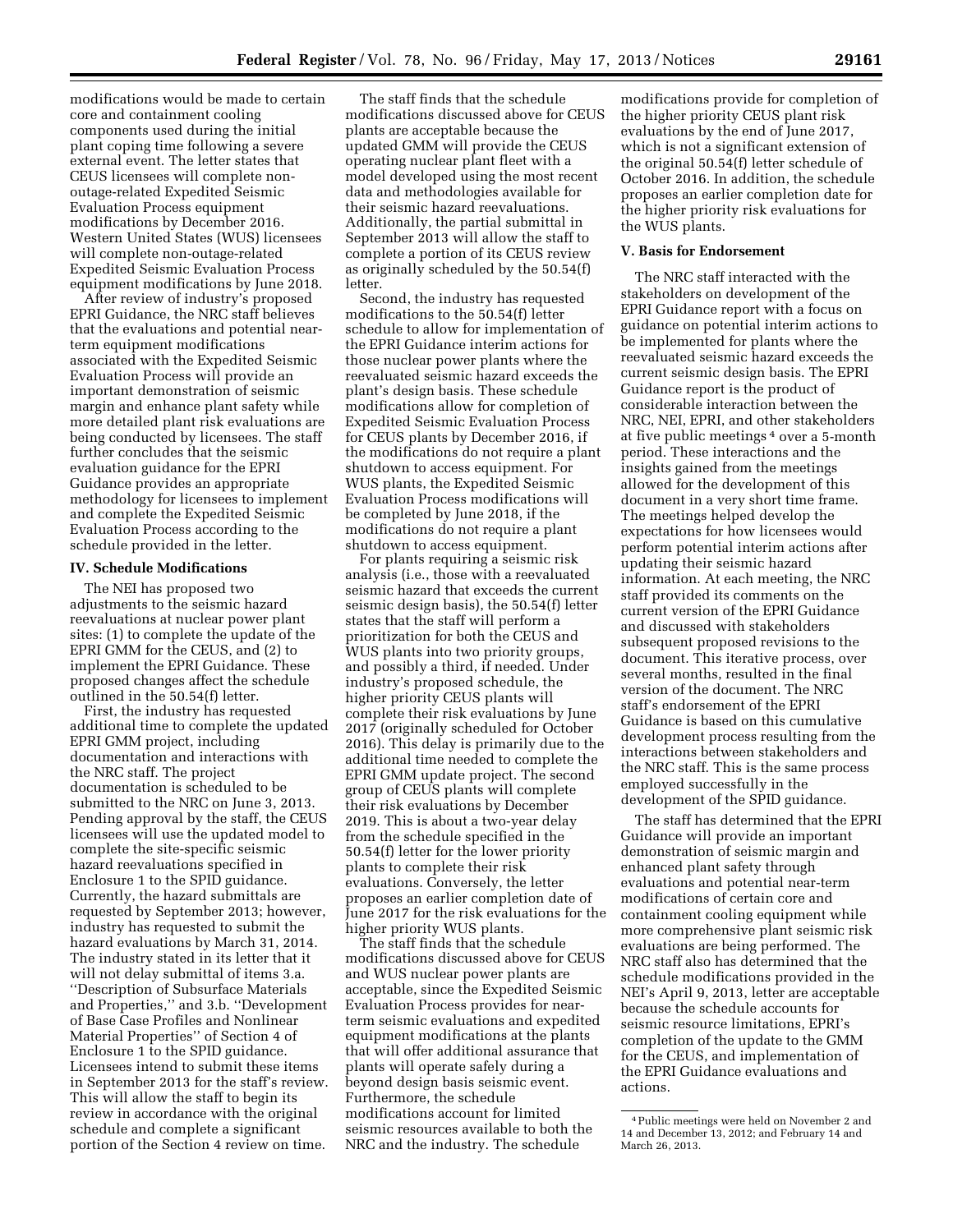modifications would be made to certain core and containment cooling components used during the initial plant coping time following a severe external event. The letter states that CEUS licensees will complete non-outage-related Expedited Seismic Evaluation Process equipment modifications by December 2016. Western United States (WUS) licensees will complete non-outage-related Expedited Seismic Evaluation Process equipment modifications by June 2018.

After review of industry's proposed EPRI Guidance, the NRC staff believes that the evaluations and potential near-term equipment modifications associated with the Expedited Seismic Evaluation Process will provide an important demonstration of seismic margin and enhance plant safety while more detailed plant risk evaluations are being conducted by licensees. The staff further concludes that the seismic evaluation guidance for the EPRI Guidance provides an appropriate methodology for licensees to implement and complete the Expedited Seismic Evaluation Process according to the schedule provided in the letter.

## IV. Schedule Modifications

The NEI has proposed two adjustments to the seismic hazard reevaluations at nuclear power plant sites: (1) to complete the update of the EPRI GMM for the CEUS, and (2) to implement the EPRI Guidance. These proposed changes affect the schedule outlined in the 50.54(f) letter.

First, the industry has requested additional time to complete the updated EPRI GMM project, including documentation and interactions with the NRC staff. The project documentation is scheduled to be submitted to the NRC on June 3, 2013. Pending approval by the staff, the CEUS licensees will use the updated model to complete the site-specific seismic hazard reevaluations specified in Enclosure 1 to the SPID guidance. Currently, the hazard submittals are requested by September 2013; however, industry has requested to submit the hazard evaluations by March 31, 2014. The industry stated in its letter that it will not delay submittal of items 3.a. ''Description of Subsurface Materials and Properties,'' and 3.b. ''Development of Base Case Profiles and Nonlinear Material Properties'' of Section 4 of Enclosure 1 to the SPID guidance. Licensees intend to submit these items in September 2013 for the staff's review. This will allow the staff to begin its review in accordance with the original schedule and complete a significant portion of the Section 4 review on time.

The staff finds that the schedule modifications discussed above for CEUS plants are acceptable because the updated GMM will provide the CEUS operating nuclear plant fleet with a model developed using the most recent data and methodologies available for their seismic hazard reevaluations. Additionally, the partial submittal in September 2013 will allow the staff to complete a portion of its CEUS review as originally scheduled by the 50.54(f) letter.

Second, the industry has requested modifications to the 50.54(f) letter schedule to allow for implementation of the EPRI Guidance interim actions for those nuclear power plants where the reevaluated seismic hazard exceeds the plant's design basis. These schedule modifications allow for completion of Expedited Seismic Evaluation Process for CEUS plants by December 2016, if the modifications do not require a plant shutdown to access equipment. For WUS plants, the Expedited Seismic Evaluation Process modifications will be completed by June 2018, if the modifications do not require a plant shutdown to access equipment.

For plants requiring a seismic risk analysis (i.e., those with a reevaluated seismic hazard that exceeds the current seismic design basis), the 50.54(f) letter states that the staff will perform a prioritization for both the CEUS and WUS plants into two priority groups, and possibly a third, if needed. Under industry's proposed schedule, the higher priority CEUS plants will complete their risk evaluations by June 2017 (originally scheduled for October 2016). This delay is primarily due to the additional time needed to complete the EPRI GMM update project. The second group of CEUS plants will complete their risk evaluations by December 2019. This is about a two-year delay from the schedule specified in the 50.54(f) letter for the lower priority plants to complete their risk evaluations. Conversely, the letter proposes an earlier completion date of June 2017 for the risk evaluations for the higher priority WUS plants.

The staff finds that the schedule modifications discussed above for CEUS and WUS nuclear power plants are acceptable, since the Expedited Seismic Evaluation Process provides for near-term seismic evaluations and expedited equipment modifications at the plants that will offer additional assurance that plants will operate safely during a beyond design basis seismic event. Furthermore, the schedule modifications account for limited seismic resources available to both the NRC and the industry. The schedule modifications provide for completion of the higher priority CEUS plant risk evaluations by the end of June 2017, which is not a significant extension of the original 50.54(f) letter schedule of October 2016. In addition, the schedule proposes an earlier completion date for the higher priority risk evaluations for the WUS plants.

## V. Basis for Endorsement

The NRC staff interacted with the stakeholders on development of the EPRI Guidance report with a focus on guidance on potential interim actions to be implemented for plants where the reevaluated seismic hazard exceeds the current seismic design basis. The EPRI Guidance report is the product of considerable interaction between the NRC, NEI, EPRI, and other stakeholders at five public meetings[4] over a 5-month period. These interactions and the insights gained from the meetings allowed for the development of this document in a very short time frame. The meetings helped develop the expectations for how licensees would perform potential interim actions after updating their seismic hazard information. At each meeting, the NRC staff provided its comments on the current version of the EPRI Guidance and discussed with stakeholders subsequent proposed revisions to the document. This iterative process, over several months, resulted in the final version of the document. The NRC staff's endorsement of the EPRI Guidance is based on this cumulative development process resulting from the interactions between stakeholders and the NRC staff. This is the same process employed successfully in the development of the SPID guidance.

The staff has determined that the EPRI Guidance will provide an important demonstration of seismic margin and enhanced plant safety through evaluations and potential near-term modifications of certain core and containment cooling equipment while more comprehensive plant seismic risk evaluations are being performed. The NRC staff also has determined that the schedule modifications provided in the NEI's April 9, 2013, letter are acceptable because the schedule accounts for seismic resource limitations, EPRI's completion of the update to the GMM for the CEUS, and implementation of the EPRI Guidance evaluations and actions.

[4] Public meetings were held on November 2 and 14 and December 13, 2012; and February 14 and March 26, 2013.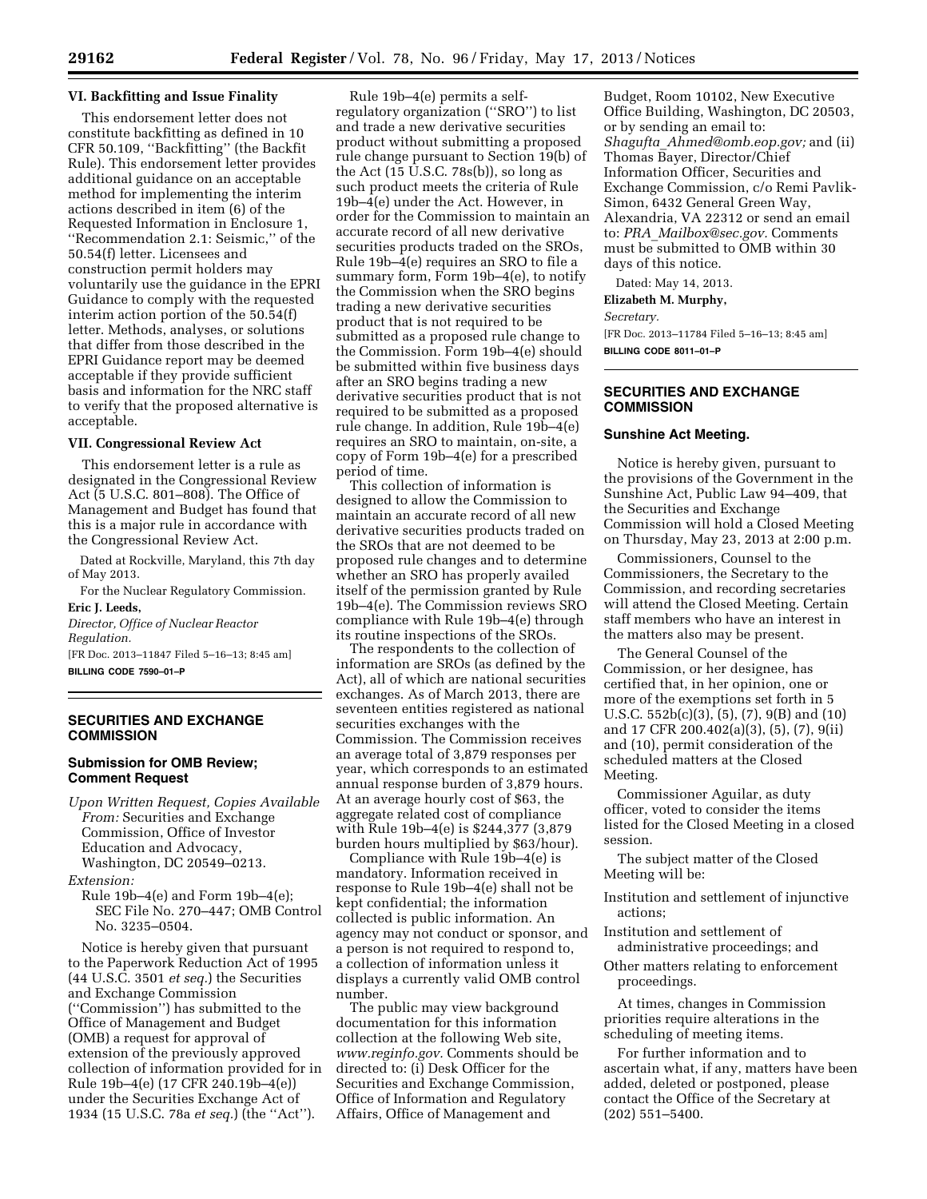## VI. Backfitting and Issue Finality

This endorsement letter does not constitute backfitting as defined in 10 CFR 50.109, ''Backfitting'' (the Backfit Rule). This endorsement letter provides additional guidance on an acceptable method for implementing the interim actions described in item (6) of the Requested Information in Enclosure 1, ''Recommendation 2.1: Seismic,'' of the 50.54(f) letter. Licensees and construction permit holders may voluntarily use the guidance in the EPRI Guidance to comply with the requested interim action portion of the 50.54(f) letter. Methods, analyses, or solutions that differ from those described in the EPRI Guidance report may be deemed acceptable if they provide sufficient basis and information for the NRC staff to verify that the proposed alternative is acceptable.

## VII. Congressional Review Act

This endorsement letter is a rule as designated in the Congressional Review Act (5 U.S.C. 801–808). The Office of Management and Budget has found that this is a major rule in accordance with the Congressional Review Act.

Dated at Rockville, Maryland, this 7th day of May 2013.

For the Nuclear Regulatory Commission.

**Eric J. Leeds,**

*Director, Office of Nuclear Reactor Regulation.*

[FR Doc. 2013–11847 Filed 5–16–13; 8:45 am]

**BILLING CODE 7590–01–P**

---

## SECURITIES AND EXCHANGE COMMISSION

### Submission for OMB Review; Comment Request

*Upon Written Request, Copies Available From:* Securities and Exchange Commission, Office of Investor Education and Advocacy, Washington, DC 20549–0213.

*Extension:*

Rule 19b–4(e) and Form 19b–4(e); SEC File No. 270–447; OMB Control No. 3235–0504.

Notice is hereby given that pursuant to the Paperwork Reduction Act of 1995 (44 U.S.C. 3501 *et seq.*) the Securities and Exchange Commission (''Commission'') has submitted to the Office of Management and Budget (OMB) a request for approval of extension of the previously approved collection of information provided for in Rule 19b–4(e) (17 CFR 240.19b–4(e)) under the Securities Exchange Act of 1934 (15 U.S.C. 78a *et seq.*) (the ''Act'').

Rule 19b–4(e) permits a self-regulatory organization (''SRO'') to list and trade a new derivative securities product without submitting a proposed rule change pursuant to Section 19(b) of the Act (15 U.S.C. 78s(b)), so long as such product meets the criteria of Rule 19b–4(e) under the Act. However, in order for the Commission to maintain an accurate record of all new derivative securities products traded on the SROs, Rule 19b–4(e) requires an SRO to file a summary form, Form 19b–4(e), to notify the Commission when the SRO begins trading a new derivative securities product that is not required to be submitted as a proposed rule change to the Commission. Form 19b–4(e) should be submitted within five business days after an SRO begins trading a new derivative securities product that is not required to be submitted as a proposed rule change. In addition, Rule 19b–4(e) requires an SRO to maintain, on-site, a copy of Form 19b–4(e) for a prescribed period of time.

This collection of information is designed to allow the Commission to maintain an accurate record of all new derivative securities products traded on the SROs that are not deemed to be proposed rule changes and to determine whether an SRO has properly availed itself of the permission granted by Rule 19b–4(e). The Commission reviews SRO compliance with Rule 19b–4(e) through its routine inspections of the SROs.

The respondents to the collection of information are SROs (as defined by the Act), all of which are national securities exchanges. As of March 2013, there are seventeen entities registered as national securities exchanges with the Commission. The Commission receives an average total of 3,879 responses per year, which corresponds to an estimated annual response burden of 3,879 hours. At an average hourly cost of $63, the aggregate related cost of compliance with Rule 19b–4(e) is $244,377 (3,879 burden hours multiplied by $63/hour).

Compliance with Rule 19b–4(e) is mandatory. Information received in response to Rule 19b–4(e) shall not be kept confidential; the information collected is public information. An agency may not conduct or sponsor, and a person is not required to respond to, a collection of information unless it displays a currently valid OMB control number.

The public may view background documentation for this information collection at the following Web site, *www.reginfo.gov.* Comments should be directed to: (i) Desk Officer for the Securities and Exchange Commission, Office of Information and Regulatory Affairs, Office of Management and Budget, Room 10102, New Executive Office Building, Washington, DC 20503, or by sending an email to: *Shagufta_Ahmed@omb.eop.gov;* and (ii) Thomas Bayer, Director/Chief Information Officer, Securities and Exchange Commission, c/o Remi Pavlik-Simon, 6432 General Green Way, Alexandria, VA 22312 or send an email to: *PRA_Mailbox@sec.gov.* Comments must be submitted to OMB within 30 days of this notice.

Dated: May 14, 2013.

**Elizabeth M. Murphy,**

*Secretary.*

[FR Doc. 2013–11784 Filed 5–16–13; 8:45 am]

**BILLING CODE 8011–01–P**

---

## SECURITIES AND EXCHANGE COMMISSION

### Sunshine Act Meeting.

Notice is hereby given, pursuant to the provisions of the Government in the Sunshine Act, Public Law 94–409, that the Securities and Exchange Commission will hold a Closed Meeting on Thursday, May 23, 2013 at 2:00 p.m.

Commissioners, Counsel to the Commissioners, the Secretary to the Commission, and recording secretaries will attend the Closed Meeting. Certain staff members who have an interest in the matters also may be present.

The General Counsel of the Commission, or her designee, has certified that, in her opinion, one or more of the exemptions set forth in 5 U.S.C. 552b(c)(3), (5), (7), 9(B) and (10) and 17 CFR 200.402(a)(3), (5), (7), 9(ii) and (10), permit consideration of the scheduled matters at the Closed Meeting.

Commissioner Aguilar, as duty officer, voted to consider the items listed for the Closed Meeting in a closed session.

The subject matter of the Closed Meeting will be:

Institution and settlement of injunctive actions;

Institution and settlement of administrative proceedings; and

Other matters relating to enforcement proceedings.

At times, changes in Commission priorities require alterations in the scheduling of meeting items.

For further information and to ascertain what, if any, matters have been added, deleted or postponed, please contact the Office of the Secretary at (202) 551–5400.